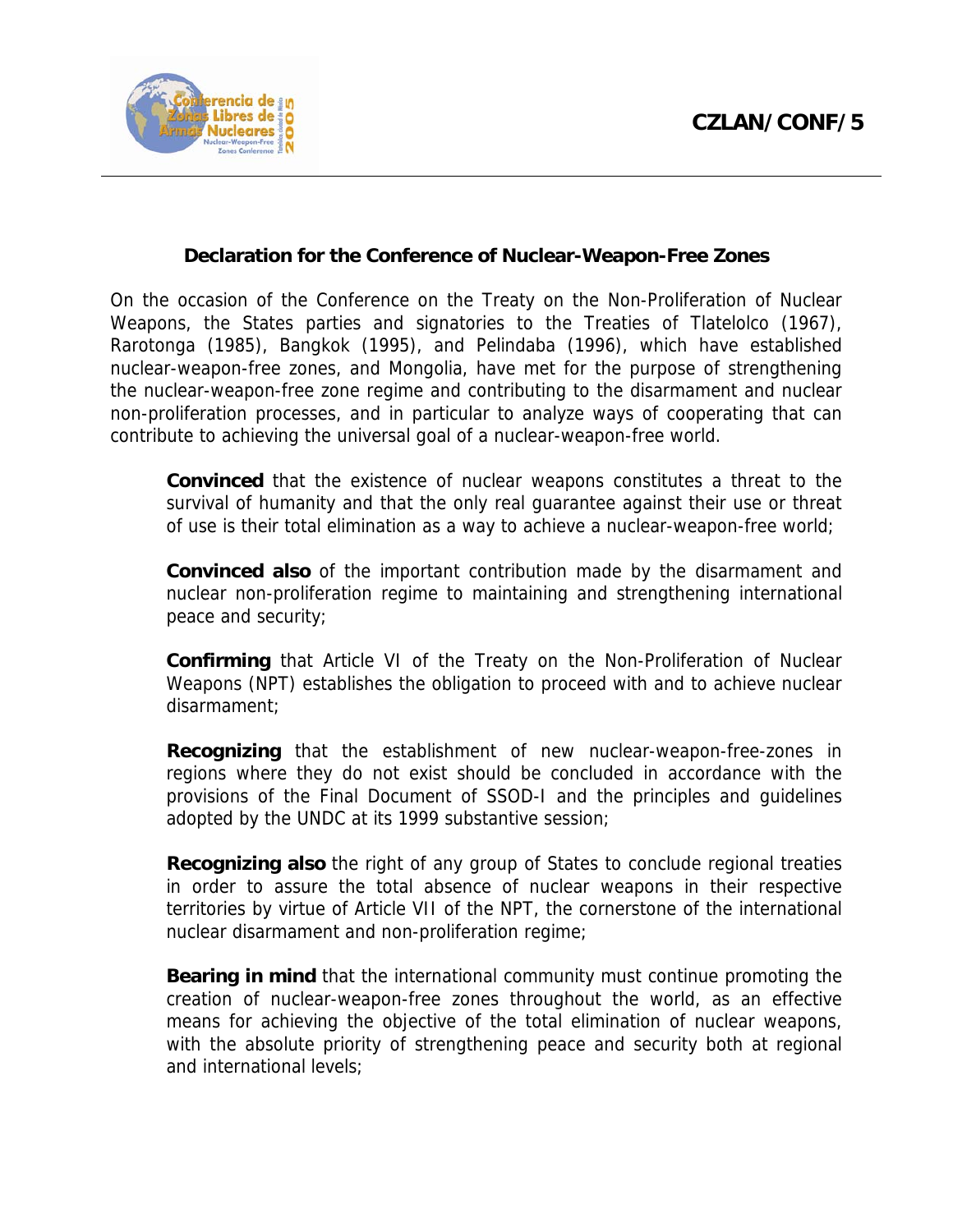CZLAN/CONF/5

# Declaration for the Conference of Nuclear-Weapon-Free Zones

On the occasion of the Conference on the Treaty on the Non-Proliferation of Nuclear Weapons, the States parties and signatories to the Treaties of Tlatelolco (1967), Rarotonga (1985), Bangkok (1995), and Pelindaba (1996), which have established nuclear-weapon-free zones, and Mongolia, have met for the purpose of strengthening the nuclear-weapon-free zone regime and contributing to the disarmament and nuclear non-proliferation processes, and in particular to analyze ways of cooperating that can contribute to achieving the universal goal of a nuclear-weapon-free world.

**Convinced** that the existence of nuclear weapons constitutes a threat to the survival of humanity and that the only real guarantee against their use or threat of use is their total elimination as a way to achieve a nuclear-weapon-free world;

**Convinced also** of the important contribution made by the disarmament and nuclear non-proliferation regime to maintaining and strengthening international peace and security;

**Confirming** that Article VI of the Treaty on the Non-Proliferation of Nuclear Weapons (NPT) establishes the obligation to proceed with and to achieve nuclear disarmament;

**Recognizing** that the establishment of new nuclear-weapon-free-zones in regions where they do not exist should be concluded in accordance with the provisions of the Final Document of SSOD-I and the principles and guidelines adopted by the UNDC at its 1999 substantive session;

**Recognizing also** the right of any group of States to conclude regional treaties in order to assure the total absence of nuclear weapons in their respective territories by virtue of Article VII of the NPT, the cornerstone of the international nuclear disarmament and non-proliferation regime;

**Bearing in mind** that the international community must continue promoting the creation of nuclear-weapon-free zones throughout the world, as an effective means for achieving the objective of the total elimination of nuclear weapons, with the absolute priority of strengthening peace and security both at regional and international levels;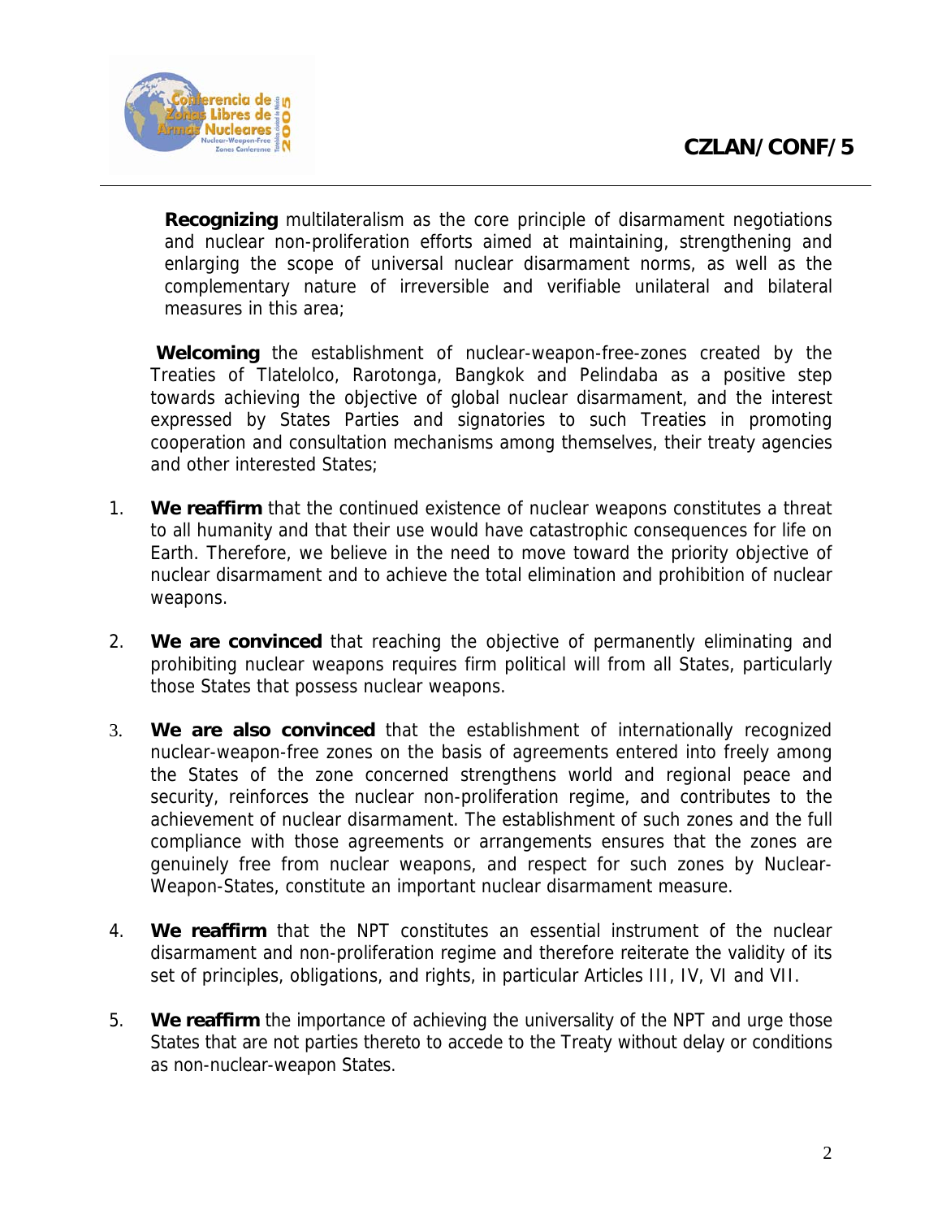**Recognizing** multilateralism as the core principle of disarmament negotiations and nuclear non-proliferation efforts aimed at maintaining, strengthening and enlarging the scope of universal nuclear disarmament norms, as well as the complementary nature of irreversible and verifiable unilateral and bilateral measures in this area;

**Welcoming** the establishment of nuclear-weapon-free-zones created by the Treaties of Tlatelolco, Rarotonga, Bangkok and Pelindaba as a positive step towards achieving the objective of global nuclear disarmament, and the interest expressed by States Parties and signatories to such Treaties in promoting cooperation and consultation mechanisms among themselves, their treaty agencies and other interested States;

1. **We reaffirm** that the continued existence of nuclear weapons constitutes a threat to all humanity and that their use would have catastrophic consequences for life on Earth. Therefore, we believe in the need to move toward the priority objective of nuclear disarmament and to achieve the total elimination and prohibition of nuclear weapons.

2. **We are convinced** that reaching the objective of permanently eliminating and prohibiting nuclear weapons requires firm political will from all States, particularly those States that possess nuclear weapons.

3. **We are also convinced** that the establishment of internationally recognized nuclear-weapon-free zones on the basis of agreements entered into freely among the States of the zone concerned strengthens world and regional peace and security, reinforces the nuclear non-proliferation regime, and contributes to the achievement of nuclear disarmament. The establishment of such zones and the full compliance with those agreements or arrangements ensures that the zones are genuinely free from nuclear weapons, and respect for such zones by Nuclear-Weapon-States, constitute an important nuclear disarmament measure.

4. **We reaffirm** that the NPT constitutes an essential instrument of the nuclear disarmament and non-proliferation regime and therefore reiterate the validity of its set of principles, obligations, and rights, in particular Articles III, IV, VI and VII.

5. **We reaffirm** the importance of achieving the universality of the NPT and urge those States that are not parties thereto to accede to the Treaty without delay or conditions as non-nuclear-weapon States.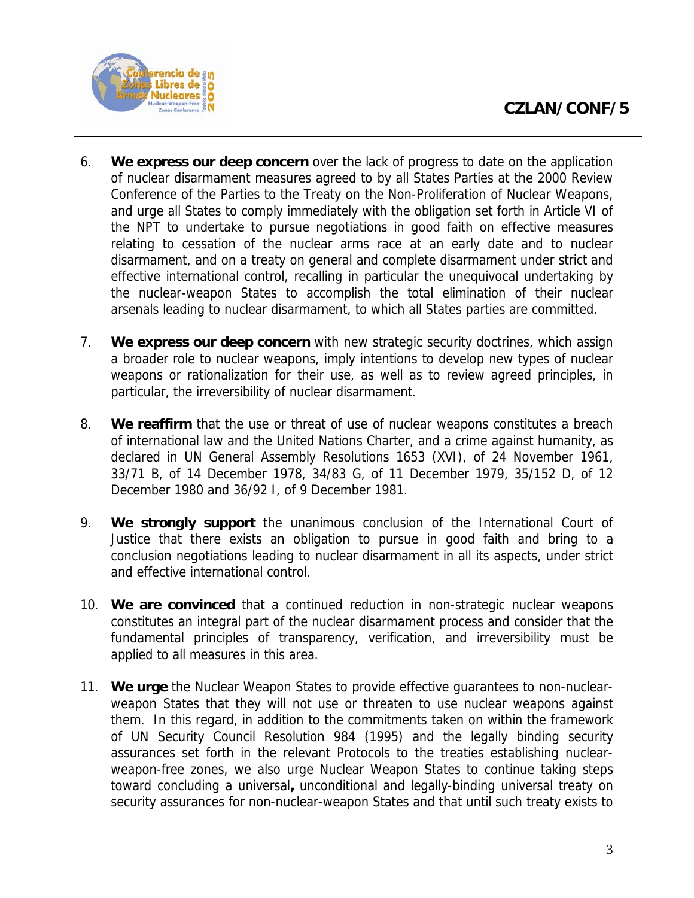6. **We express our deep concern** over the lack of progress to date on the application of nuclear disarmament measures agreed to by all States Parties at the 2000 Review Conference of the Parties to the Treaty on the Non-Proliferation of Nuclear Weapons, and urge all States to comply immediately with the obligation set forth in Article VI of the NPT to undertake to pursue negotiations in good faith on effective measures relating to cessation of the nuclear arms race at an early date and to nuclear disarmament, and on a treaty on general and complete disarmament under strict and effective international control, recalling in particular the unequivocal undertaking by the nuclear-weapon States to accomplish the total elimination of their nuclear arsenals leading to nuclear disarmament, to which all States parties are committed.

7. **We express our deep concern** with new strategic security doctrines, which assign a broader role to nuclear weapons, imply intentions to develop new types of nuclear weapons or rationalization for their use, as well as to review agreed principles, in particular, the irreversibility of nuclear disarmament.

8. **We reaffirm** that the use or threat of use of nuclear weapons constitutes a breach of international law and the United Nations Charter, and a crime against humanity, as declared in UN General Assembly Resolutions 1653 (XVI), of 24 November 1961, 33/71 B, of 14 December 1978, 34/83 G, of 11 December 1979, 35/152 D, of 12 December 1980 and 36/92 I, of 9 December 1981.

9. **We strongly support** the unanimous conclusion of the International Court of Justice that there exists an obligation to pursue in good faith and bring to a conclusion negotiations leading to nuclear disarmament in all its aspects, under strict and effective international control.

10. **We are convinced** that a continued reduction in non-strategic nuclear weapons constitutes an integral part of the nuclear disarmament process and consider that the fundamental principles of transparency, verification, and irreversibility must be applied to all measures in this area.

11. **We urge** the Nuclear Weapon States to provide effective guarantees to non-nuclear-weapon States that they will not use or threaten to use nuclear weapons against them. In this regard, in addition to the commitments taken on within the framework of UN Security Council Resolution 984 (1995) and the legally binding security assurances set forth in the relevant Protocols to the treaties establishing nuclear-weapon-free zones, we also urge Nuclear Weapon States to continue taking steps toward concluding a universal**,** unconditional and legally-binding universal treaty on security assurances for non-nuclear-weapon States and that until such treaty exists to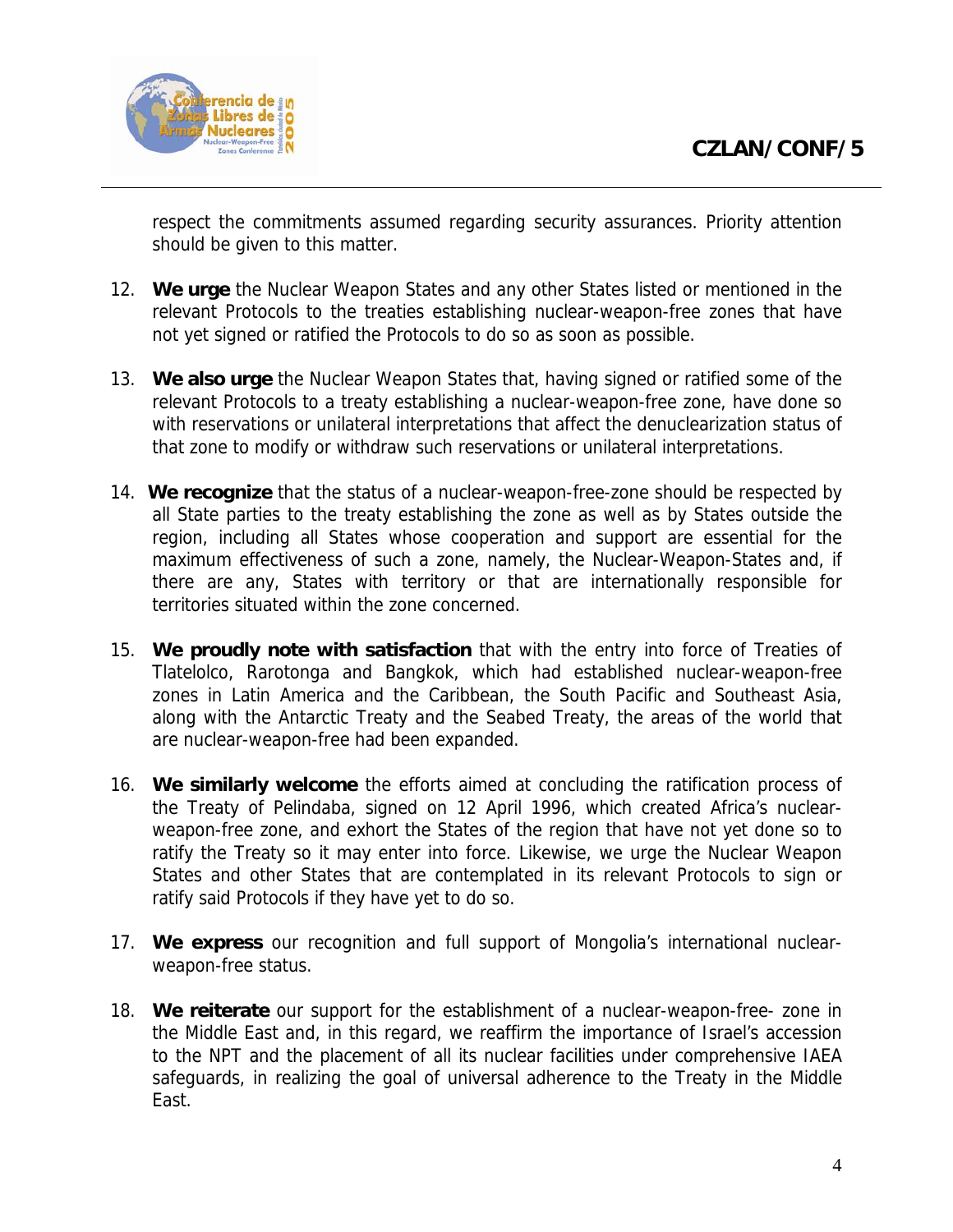respect the commitments assumed regarding security assurances. Priority attention should be given to this matter.

12. **We urge** the Nuclear Weapon States and any other States listed or mentioned in the relevant Protocols to the treaties establishing nuclear-weapon-free zones that have not yet signed or ratified the Protocols to do so as soon as possible.

13. **We also urge** the Nuclear Weapon States that, having signed or ratified some of the relevant Protocols to a treaty establishing a nuclear-weapon-free zone, have done so with reservations or unilateral interpretations that affect the denuclearization status of that zone to modify or withdraw such reservations or unilateral interpretations.

14. **We recognize** that the status of a nuclear-weapon-free-zone should be respected by all State parties to the treaty establishing the zone as well as by States outside the region, including all States whose cooperation and support are essential for the maximum effectiveness of such a zone, namely, the Nuclear-Weapon-States and, if there are any, States with territory or that are internationally responsible for territories situated within the zone concerned.

15. **We proudly note with satisfaction** that with the entry into force of Treaties of Tlatelolco, Rarotonga and Bangkok, which had established nuclear-weapon-free zones in Latin America and the Caribbean, the South Pacific and Southeast Asia, along with the Antarctic Treaty and the Seabed Treaty, the areas of the world that are nuclear-weapon-free had been expanded.

16. **We similarly welcome** the efforts aimed at concluding the ratification process of the Treaty of Pelindaba, signed on 12 April 1996, which created Africa's nuclear-weapon-free zone, and exhort the States of the region that have not yet done so to ratify the Treaty so it may enter into force. Likewise, we urge the Nuclear Weapon States and other States that are contemplated in its relevant Protocols to sign or ratify said Protocols if they have yet to do so.

17. **We express** our recognition and full support of Mongolia's international nuclear-weapon-free status.

18. **We reiterate** our support for the establishment of a nuclear-weapon-free- zone in the Middle East and, in this regard, we reaffirm the importance of Israel's accession to the NPT and the placement of all its nuclear facilities under comprehensive IAEA safeguards, in realizing the goal of universal adherence to the Treaty in the Middle East.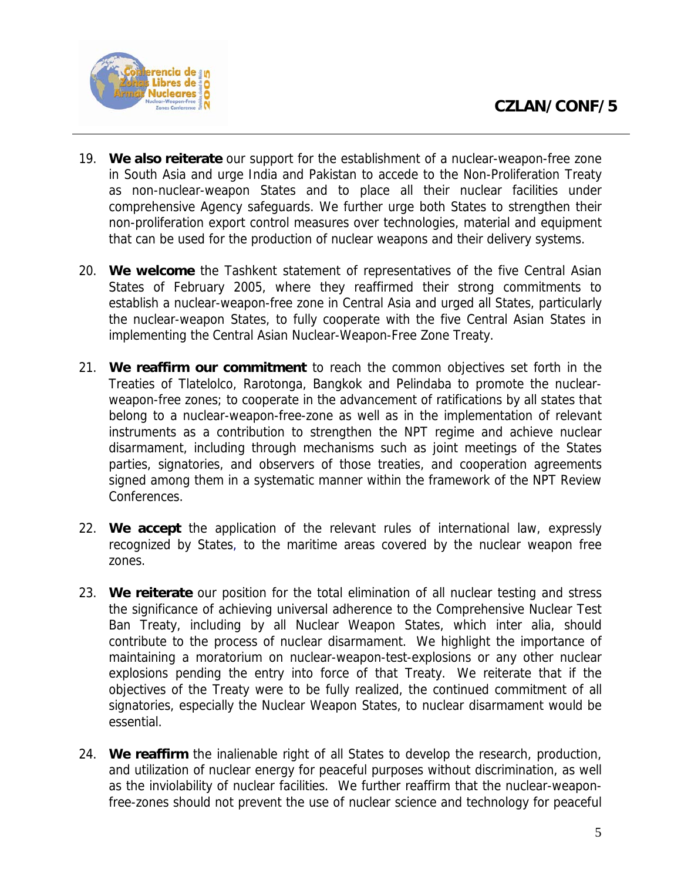19. **We also reiterate** our support for the establishment of a nuclear-weapon-free zone in South Asia and urge India and Pakistan to accede to the Non-Proliferation Treaty as non-nuclear-weapon States and to place all their nuclear facilities under comprehensive Agency safeguards. We further urge both States to strengthen their non-proliferation export control measures over technologies, material and equipment that can be used for the production of nuclear weapons and their delivery systems.

20. **We welcome** the Tashkent statement of representatives of the five Central Asian States of February 2005, where they reaffirmed their strong commitments to establish a nuclear-weapon-free zone in Central Asia and urged all States, particularly the nuclear-weapon States, to fully cooperate with the five Central Asian States in implementing the Central Asian Nuclear-Weapon-Free Zone Treaty.

21. **We reaffirm our commitment** to reach the common objectives set forth in the Treaties of Tlatelolco, Rarotonga, Bangkok and Pelindaba to promote the nuclear-weapon-free zones; to cooperate in the advancement of ratifications by all states that belong to a nuclear-weapon-free-zone as well as in the implementation of relevant instruments as a contribution to strengthen the NPT regime and achieve nuclear disarmament, including through mechanisms such as joint meetings of the States parties, signatories, and observers of those treaties, and cooperation agreements signed among them in a systematic manner within the framework of the NPT Review Conferences.

22. **We accept** the application of the relevant rules of international law, expressly recognized by States, to the maritime areas covered by the nuclear weapon free zones.

23. **We reiterate** our position for the total elimination of all nuclear testing and stress the significance of achieving universal adherence to the Comprehensive Nuclear Test Ban Treaty, including by all Nuclear Weapon States, which inter alia, should contribute to the process of nuclear disarmament. We highlight the importance of maintaining a moratorium on nuclear-weapon-test-explosions or any other nuclear explosions pending the entry into force of that Treaty. We reiterate that if the objectives of the Treaty were to be fully realized, the continued commitment of all signatories, especially the Nuclear Weapon States, to nuclear disarmament would be essential.

24. **We reaffirm** the inalienable right of all States to develop the research, production, and utilization of nuclear energy for peaceful purposes without discrimination, as well as the inviolability of nuclear facilities. We further reaffirm that the nuclear-weapon-free-zones should not prevent the use of nuclear science and technology for peaceful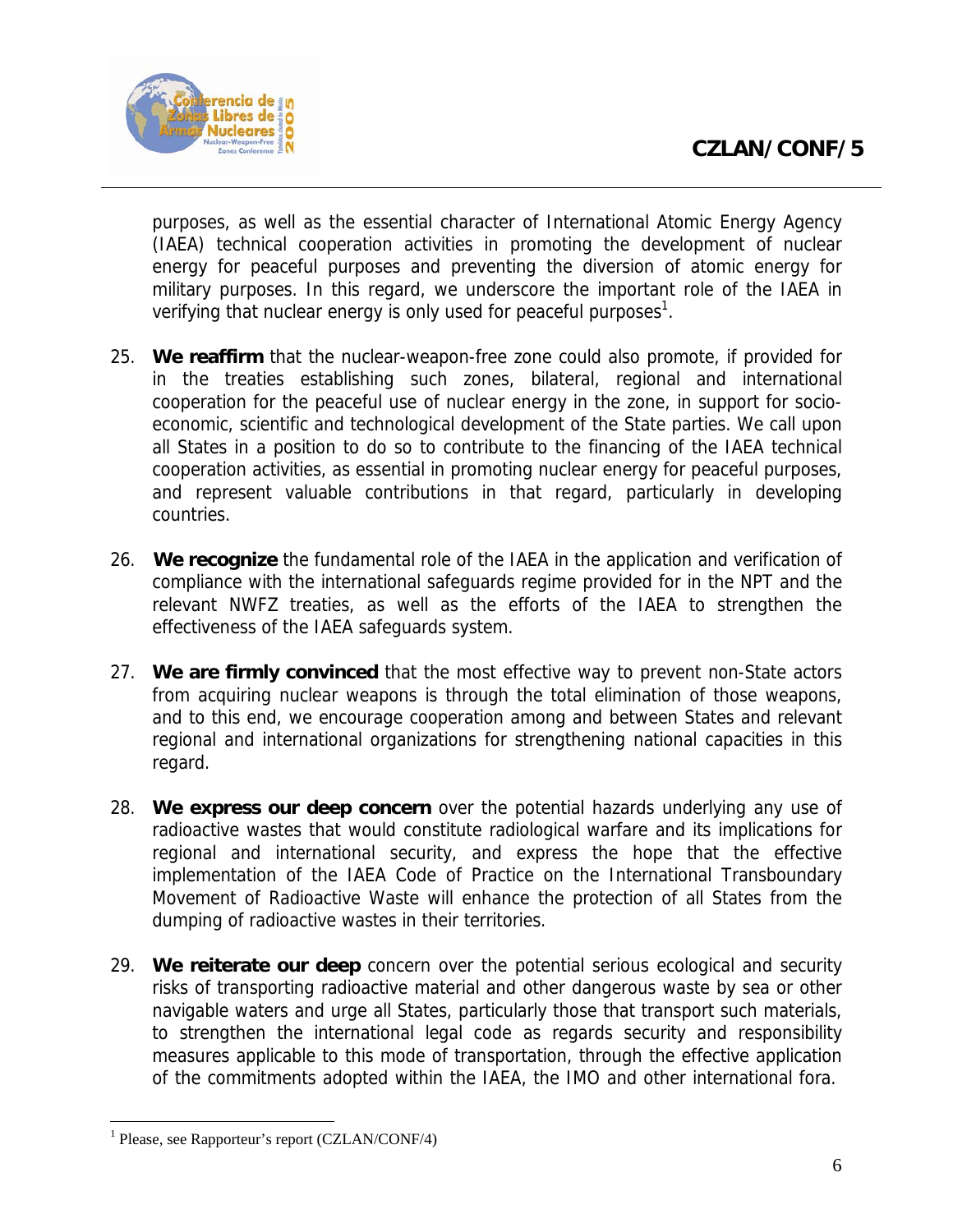purposes, as well as the essential character of International Atomic Energy Agency (IAEA) technical cooperation activities in promoting the development of nuclear energy for peaceful purposes and preventing the diversion of atomic energy for military purposes. In this regard, we underscore the important role of the IAEA in verifying that nuclear energy is only used for peaceful purposes[1].

25. **We reaffirm** that the nuclear-weapon-free zone could also promote, if provided for in the treaties establishing such zones, bilateral, regional and international cooperation for the peaceful use of nuclear energy in the zone, in support for socio-economic, scientific and technological development of the State parties. We call upon all States in a position to do so to contribute to the financing of the IAEA technical cooperation activities, as essential in promoting nuclear energy for peaceful purposes, and represent valuable contributions in that regard, particularly in developing countries.

26. **We recognize** the fundamental role of the IAEA in the application and verification of compliance with the international safeguards regime provided for in the NPT and the relevant NWFZ treaties, as well as the efforts of the IAEA to strengthen the effectiveness of the IAEA safeguards system.

27. **We are firmly convinced** that the most effective way to prevent non-State actors from acquiring nuclear weapons is through the total elimination of those weapons, and to this end, we encourage cooperation among and between States and relevant regional and international organizations for strengthening national capacities in this regard.

28. **We express our deep concern** over the potential hazards underlying any use of radioactive wastes that would constitute radiological warfare and its implications for regional and international security, and express the hope that the effective implementation of the IAEA Code of Practice on the International Transboundary Movement of Radioactive Waste will enhance the protection of all States from the dumping of radioactive wastes in their territories.

29. **We reiterate our deep** concern over the potential serious ecological and security risks of transporting radioactive material and other dangerous waste by sea or other navigable waters and urge all States, particularly those that transport such materials, to strengthen the international legal code as regards security and responsibility measures applicable to this mode of transportation, through the effective application of the commitments adopted within the IAEA, the IMO and other international fora.

[1] Please, see Rapporteur's report (CZLAN/CONF/4)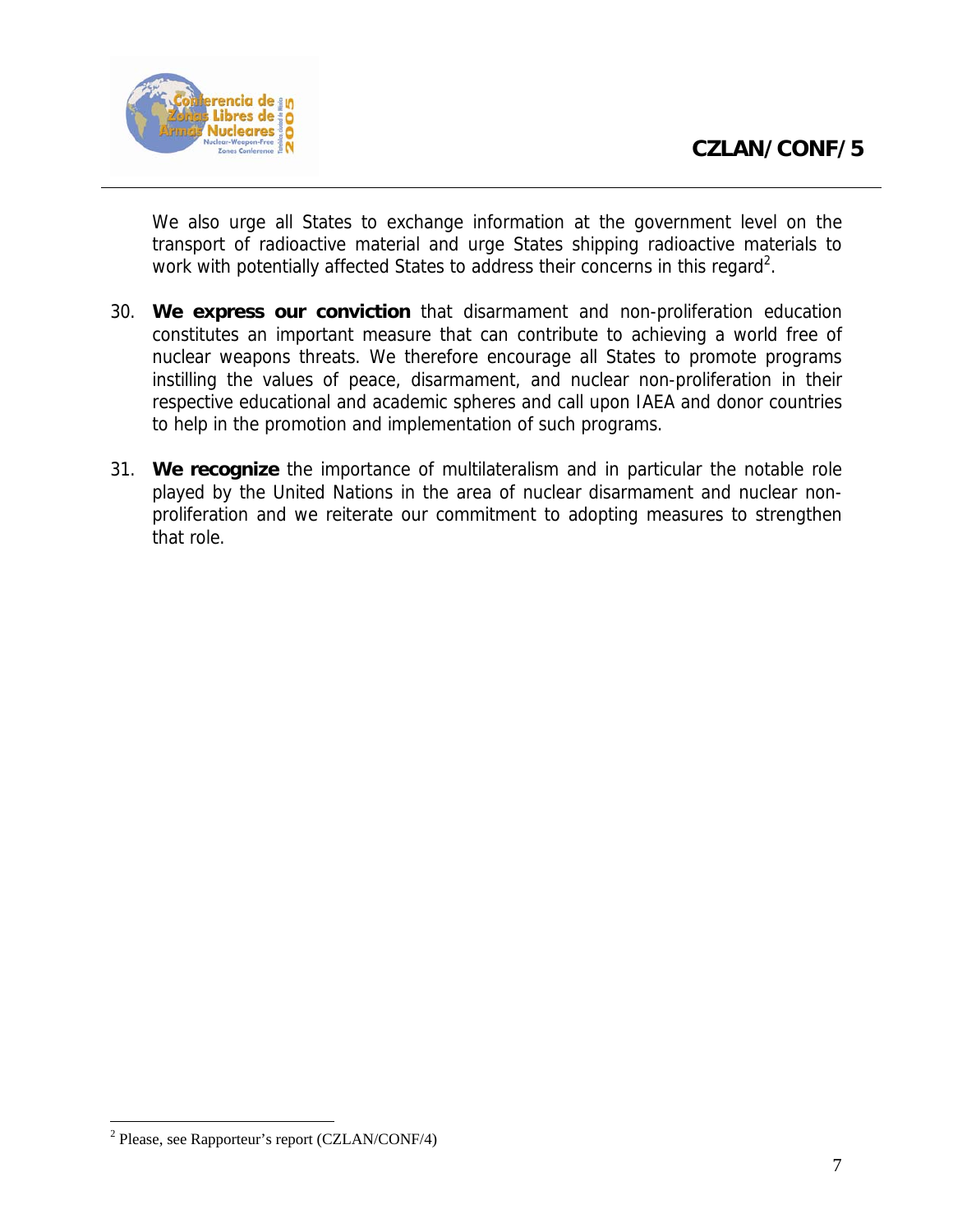We also urge all States to exchange information at the government level on the transport of radioactive material and urge States shipping radioactive materials to work with potentially affected States to address their concerns in this regard[2].

30. **We express our conviction** that disarmament and non-proliferation education constitutes an important measure that can contribute to achieving a world free of nuclear weapons threats. We therefore encourage all States to promote programs instilling the values of peace, disarmament, and nuclear non-proliferation in their respective educational and academic spheres and call upon IAEA and donor countries to help in the promotion and implementation of such programs.

31. **We recognize** the importance of multilateralism and in particular the notable role played by the United Nations in the area of nuclear disarmament and nuclear non-proliferation and we reiterate our commitment to adopting measures to strengthen that role.

[2] Please, see Rapporteur's report (CZLAN/CONF/4)